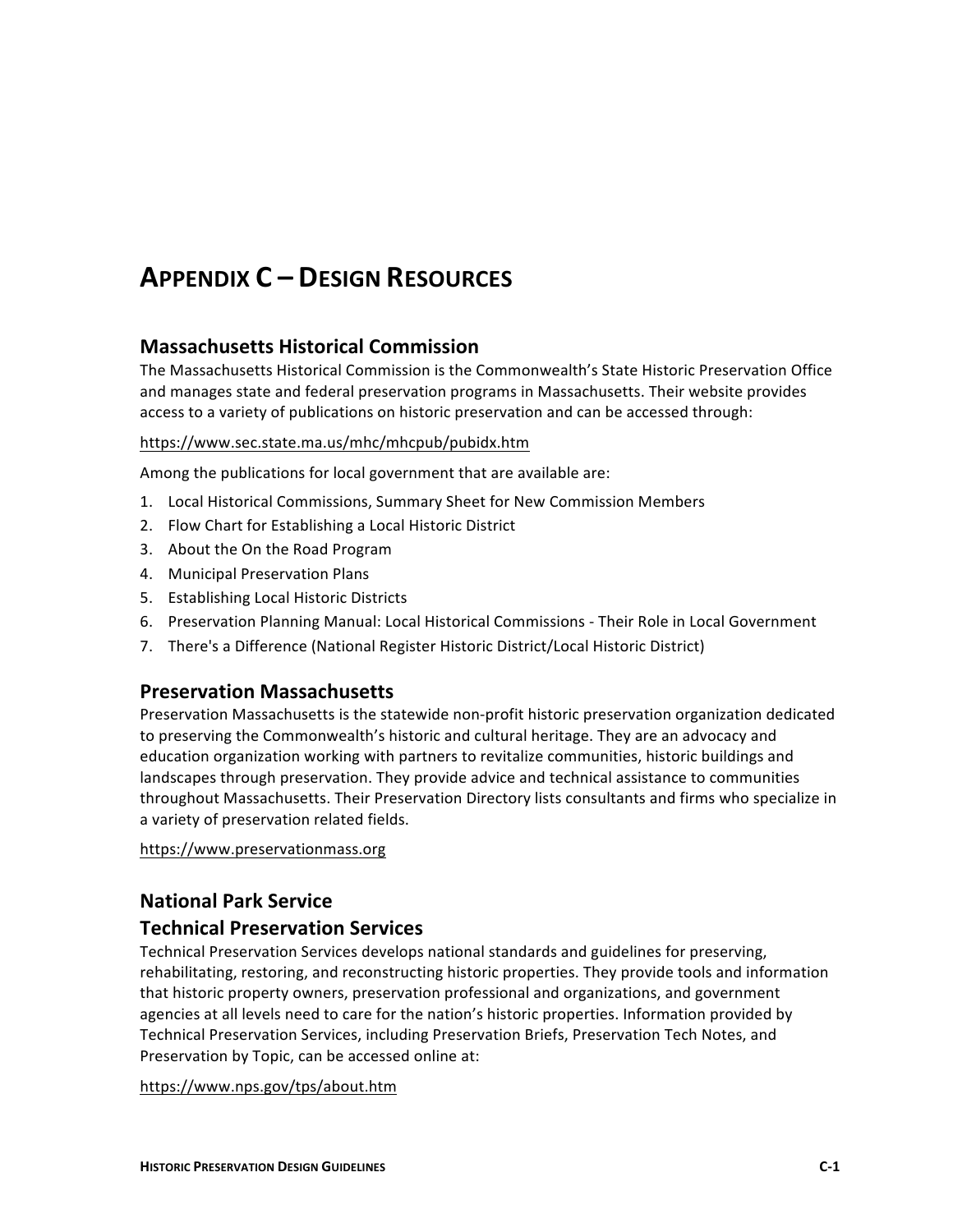# APPENDIX C – DESIGN RESOURCES

## Massachusetts Historical Commission

The Massachusetts Historical Commission is the Commonwealth's State Historic Preservation Office and manages state and federal preservation programs in Massachusetts. Their website provides access to a variety of publications on historic preservation and can be accessed through:

https://www.sec.state.ma.us/mhc/mhcpub/pubidx.htm

Among the publications for local government that are available are:

1. Local Historical Commissions, Summary Sheet for New Commission Members
2. Flow Chart for Establishing a Local Historic District
3. About the On the Road Program
4. Municipal Preservation Plans
5. Establishing Local Historic Districts
6. Preservation Planning Manual: Local Historical Commissions - Their Role in Local Government
7. There's a Difference (National Register Historic District/Local Historic District)

## Preservation Massachusetts

Preservation Massachusetts is the statewide non-profit historic preservation organization dedicated to preserving the Commonwealth's historic and cultural heritage. They are an advocacy and education organization working with partners to revitalize communities, historic buildings and landscapes through preservation. They provide advice and technical assistance to communities throughout Massachusetts. Their Preservation Directory lists consultants and firms who specialize in a variety of preservation related fields.

https://www.preservationmass.org

## National Park Service

## Technical Preservation Services

Technical Preservation Services develops national standards and guidelines for preserving, rehabilitating, restoring, and reconstructing historic properties. They provide tools and information that historic property owners, preservation professional and organizations, and government agencies at all levels need to care for the nation's historic properties. Information provided by Technical Preservation Services, including Preservation Briefs, Preservation Tech Notes, and Preservation by Topic, can be accessed online at:

https://www.nps.gov/tps/about.htm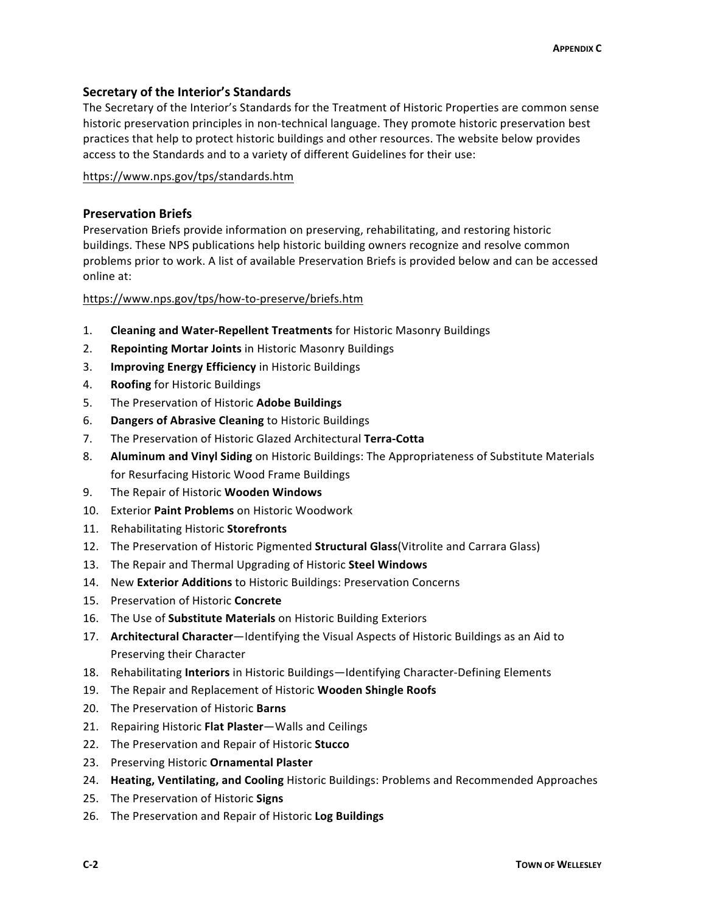## Secretary of the Interior's Standards

The Secretary of the Interior's Standards for the Treatment of Historic Properties are common sense historic preservation principles in non-technical language. They promote historic preservation best practices that help to protect historic buildings and other resources. The website below provides access to the Standards and to a variety of different Guidelines for their use:

https://www.nps.gov/tps/standards.htm

## Preservation Briefs

Preservation Briefs provide information on preserving, rehabilitating, and restoring historic buildings. These NPS publications help historic building owners recognize and resolve common problems prior to work. A list of available Preservation Briefs is provided below and can be accessed online at:

https://www.nps.gov/tps/how-to-preserve/briefs.htm

1. **Cleaning and Water-Repellent Treatments** for Historic Masonry Buildings
2. **Repointing Mortar Joints** in Historic Masonry Buildings
3. **Improving Energy Efficiency** in Historic Buildings
4. **Roofing** for Historic Buildings
5. The Preservation of Historic **Adobe Buildings**
6. **Dangers of Abrasive Cleaning** to Historic Buildings
7. The Preservation of Historic Glazed Architectural **Terra-Cotta**
8. **Aluminum and Vinyl Siding** on Historic Buildings: The Appropriateness of Substitute Materials for Resurfacing Historic Wood Frame Buildings
9. The Repair of Historic **Wooden Windows**
10. Exterior **Paint Problems** on Historic Woodwork
11. Rehabilitating Historic **Storefronts**
12. The Preservation of Historic Pigmented **Structural Glass**(Vitrolite and Carrara Glass)
13. The Repair and Thermal Upgrading of Historic **Steel Windows**
14. New **Exterior Additions** to Historic Buildings: Preservation Concerns
15. Preservation of Historic **Concrete**
16. The Use of **Substitute Materials** on Historic Building Exteriors
17. **Architectural Character**—Identifying the Visual Aspects of Historic Buildings as an Aid to Preserving their Character
18. Rehabilitating **Interiors** in Historic Buildings—Identifying Character-Defining Elements
19. The Repair and Replacement of Historic **Wooden Shingle Roofs**
20. The Preservation of Historic **Barns**
21. Repairing Historic **Flat Plaster**—Walls and Ceilings
22. The Preservation and Repair of Historic **Stucco**
23. Preserving Historic **Ornamental Plaster**
24. **Heating, Ventilating, and Cooling** Historic Buildings: Problems and Recommended Approaches
25. The Preservation of Historic **Signs**
26. The Preservation and Repair of Historic **Log Buildings**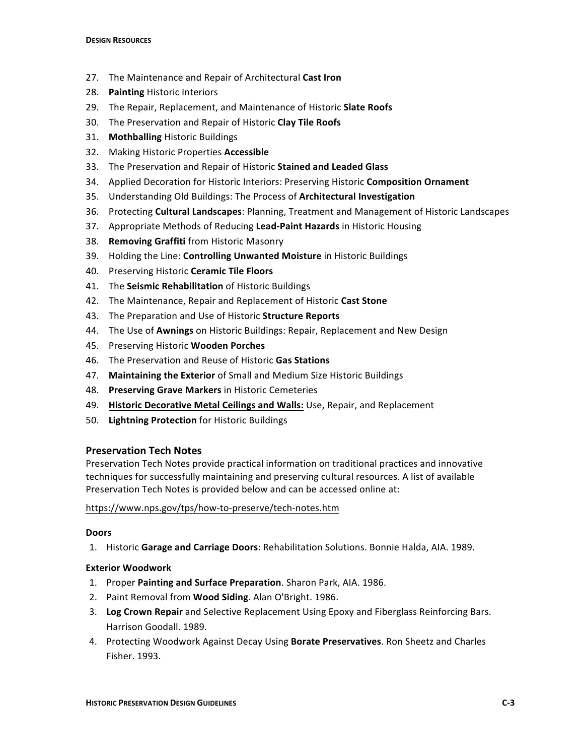27. The Maintenance and Repair of Architectural **Cast Iron**
28. **Painting** Historic Interiors
29. The Repair, Replacement, and Maintenance of Historic **Slate Roofs**
30. The Preservation and Repair of Historic **Clay Tile Roofs**
31. **Mothballing** Historic Buildings
32. Making Historic Properties **Accessible**
33. The Preservation and Repair of Historic **Stained and Leaded Glass**
34. Applied Decoration for Historic Interiors: Preserving Historic **Composition Ornament**
35. Understanding Old Buildings: The Process of **Architectural Investigation**
36. Protecting **Cultural Landscapes**: Planning, Treatment and Management of Historic Landscapes
37. Appropriate Methods of Reducing **Lead-Paint Hazards** in Historic Housing
38. **Removing Graffiti** from Historic Masonry
39. Holding the Line: **Controlling Unwanted Moisture** in Historic Buildings
40. Preserving Historic **Ceramic Tile Floors**
41. The **Seismic Rehabilitation** of Historic Buildings
42. The Maintenance, Repair and Replacement of Historic **Cast Stone**
43. The Preparation and Use of Historic **Structure Reports**
44. The Use of **Awnings** on Historic Buildings: Repair, Replacement and New Design
45. Preserving Historic **Wooden Porches**
46. The Preservation and Reuse of Historic **Gas Stations**
47. **Maintaining the Exterior** of Small and Medium Size Historic Buildings
48. **Preserving Grave Markers** in Historic Cemeteries
49. **Historic Decorative Metal Ceilings and Walls:** Use, Repair, and Replacement
50. **Lightning Protection** for Historic Buildings

### Preservation Tech Notes

Preservation Tech Notes provide practical information on traditional practices and innovative techniques for successfully maintaining and preserving cultural resources. A list of available Preservation Tech Notes is provided below and can be accessed online at:

https://www.nps.gov/tps/how-to-preserve/tech-notes.htm

**Doors**

1. Historic **Garage and Carriage Doors**: Rehabilitation Solutions. Bonnie Halda, AIA. 1989.

**Exterior Woodwork**

1. Proper **Painting and Surface Preparation**. Sharon Park, AIA. 1986.
2. Paint Removal from **Wood Siding**. Alan O'Bright. 1986.
3. **Log Crown Repair** and Selective Replacement Using Epoxy and Fiberglass Reinforcing Bars. Harrison Goodall. 1989.
4. Protecting Woodwork Against Decay Using **Borate Preservatives**. Ron Sheetz and Charles Fisher. 1993.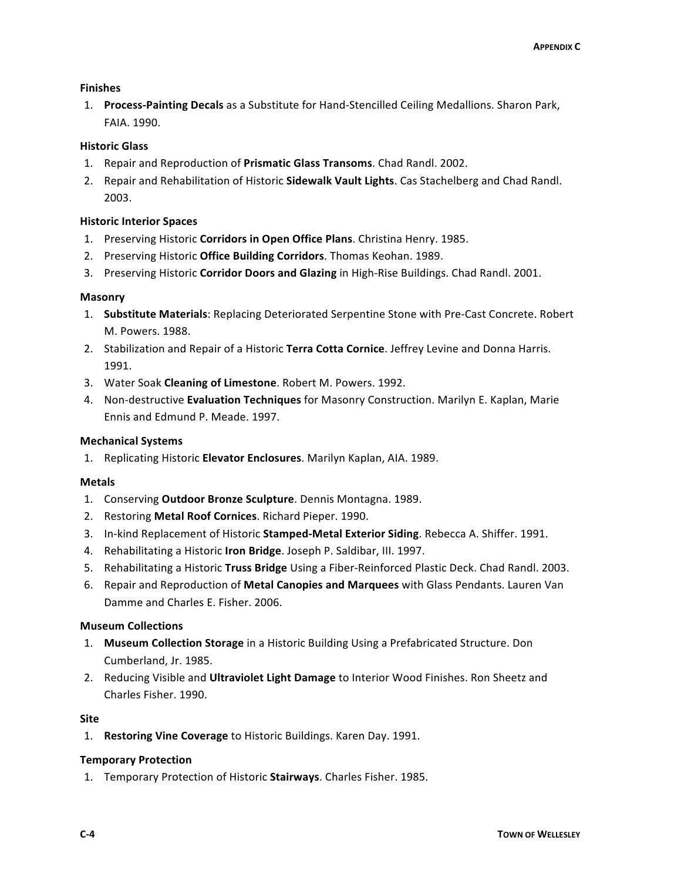### Finishes

1. **Process-Painting Decals** as a Substitute for Hand-Stencilled Ceiling Medallions. Sharon Park, FAIA. 1990.

### Historic Glass

1. Repair and Reproduction of **Prismatic Glass Transoms**. Chad Randl. 2002.
2. Repair and Rehabilitation of Historic **Sidewalk Vault Lights**. Cas Stachelberg and Chad Randl. 2003.

### Historic Interior Spaces

1. Preserving Historic **Corridors in Open Office Plans**. Christina Henry. 1985.
2. Preserving Historic **Office Building Corridors**. Thomas Keohan. 1989.
3. Preserving Historic **Corridor Doors and Glazing** in High-Rise Buildings. Chad Randl. 2001.

### Masonry

1. **Substitute Materials**: Replacing Deteriorated Serpentine Stone with Pre-Cast Concrete. Robert M. Powers. 1988.
2. Stabilization and Repair of a Historic **Terra Cotta Cornice**. Jeffrey Levine and Donna Harris. 1991.
3. Water Soak **Cleaning of Limestone**. Robert M. Powers. 1992.
4. Non-destructive **Evaluation Techniques** for Masonry Construction. Marilyn E. Kaplan, Marie Ennis and Edmund P. Meade. 1997.

### Mechanical Systems

1. Replicating Historic **Elevator Enclosures**. Marilyn Kaplan, AIA. 1989.

### Metals

1. Conserving **Outdoor Bronze Sculpture**. Dennis Montagna. 1989.
2. Restoring **Metal Roof Cornices**. Richard Pieper. 1990.
3. In-kind Replacement of Historic **Stamped-Metal Exterior Siding**. Rebecca A. Shiffer. 1991.
4. Rehabilitating a Historic **Iron Bridge**. Joseph P. Saldibar, III. 1997.
5. Rehabilitating a Historic **Truss Bridge** Using a Fiber-Reinforced Plastic Deck. Chad Randl. 2003.
6. Repair and Reproduction of **Metal Canopies and Marquees** with Glass Pendants. Lauren Van Damme and Charles E. Fisher. 2006.

### Museum Collections

1. **Museum Collection Storage** in a Historic Building Using a Prefabricated Structure. Don Cumberland, Jr. 1985.
2. Reducing Visible and **Ultraviolet Light Damage** to Interior Wood Finishes. Ron Sheetz and Charles Fisher. 1990.

### Site

1. **Restoring Vine Coverage** to Historic Buildings. Karen Day. 1991.

### Temporary Protection

1. Temporary Protection of Historic **Stairways**. Charles Fisher. 1985.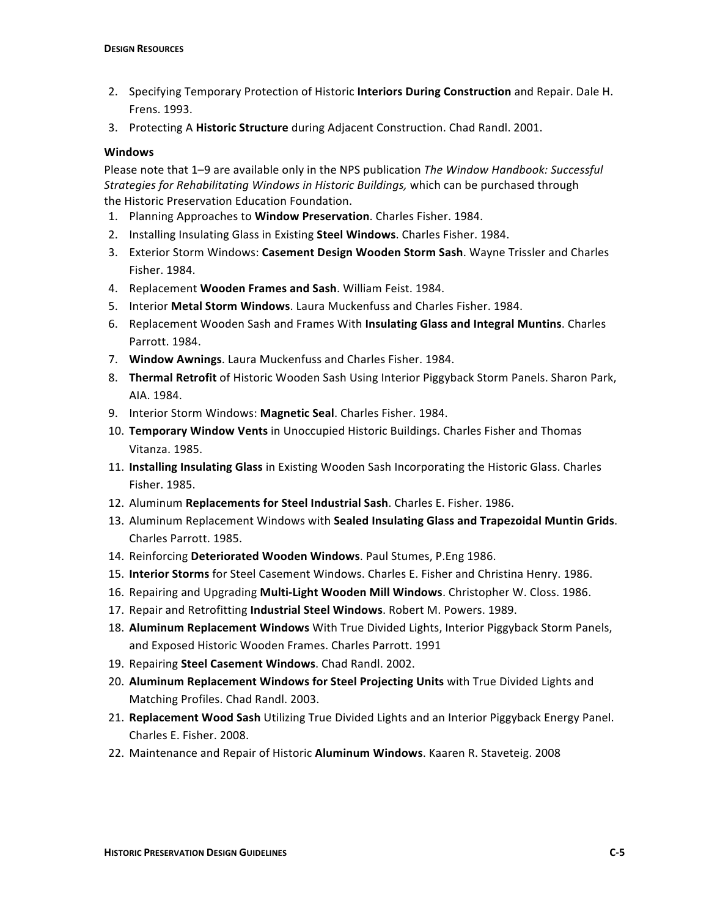2. Specifying Temporary Protection of Historic **Interiors During Construction** and Repair. Dale H. Frens. 1993.
3. Protecting A **Historic Structure** during Adjacent Construction. Chad Randl. 2001.

### Windows

Please note that 1–9 are available only in the NPS publication *The Window Handbook: Successful Strategies for Rehabilitating Windows in Historic Buildings,* which can be purchased through the Historic Preservation Education Foundation.

1. Planning Approaches to **Window Preservation**. Charles Fisher. 1984.
2. Installing Insulating Glass in Existing **Steel Windows**. Charles Fisher. 1984.
3. Exterior Storm Windows: **Casement Design Wooden Storm Sash**. Wayne Trissler and Charles Fisher. 1984.
4. Replacement **Wooden Frames and Sash**. William Feist. 1984.
5. Interior **Metal Storm Windows**. Laura Muckenfuss and Charles Fisher. 1984.
6. Replacement Wooden Sash and Frames With **Insulating Glass and Integral Muntins**. Charles Parrott. 1984.
7. **Window Awnings**. Laura Muckenfuss and Charles Fisher. 1984.
8. **Thermal Retrofit** of Historic Wooden Sash Using Interior Piggyback Storm Panels. Sharon Park, AIA. 1984.
9. Interior Storm Windows: **Magnetic Seal**. Charles Fisher. 1984.
10. **Temporary Window Vents** in Unoccupied Historic Buildings. Charles Fisher and Thomas Vitanza. 1985.
11. **Installing Insulating Glass** in Existing Wooden Sash Incorporating the Historic Glass. Charles Fisher. 1985.
12. Aluminum **Replacements for Steel Industrial Sash**. Charles E. Fisher. 1986.
13. Aluminum Replacement Windows with **Sealed Insulating Glass and Trapezoidal Muntin Grids**. Charles Parrott. 1985.
14. Reinforcing **Deteriorated Wooden Windows**. Paul Stumes, P.Eng 1986.
15. **Interior Storms** for Steel Casement Windows. Charles E. Fisher and Christina Henry. 1986.
16. Repairing and Upgrading **Multi-Light Wooden Mill Windows**. Christopher W. Closs. 1986.
17. Repair and Retrofitting **Industrial Steel Windows**. Robert M. Powers. 1989.
18. **Aluminum Replacement Windows** With True Divided Lights, Interior Piggyback Storm Panels, and Exposed Historic Wooden Frames. Charles Parrott. 1991
19. Repairing **Steel Casement Windows**. Chad Randl. 2002.
20. **Aluminum Replacement Windows for Steel Projecting Units** with True Divided Lights and Matching Profiles. Chad Randl. 2003.
21. **Replacement Wood Sash** Utilizing True Divided Lights and an Interior Piggyback Energy Panel. Charles E. Fisher. 2008.
22. Maintenance and Repair of Historic **Aluminum Windows**. Kaaren R. Staveteig. 2008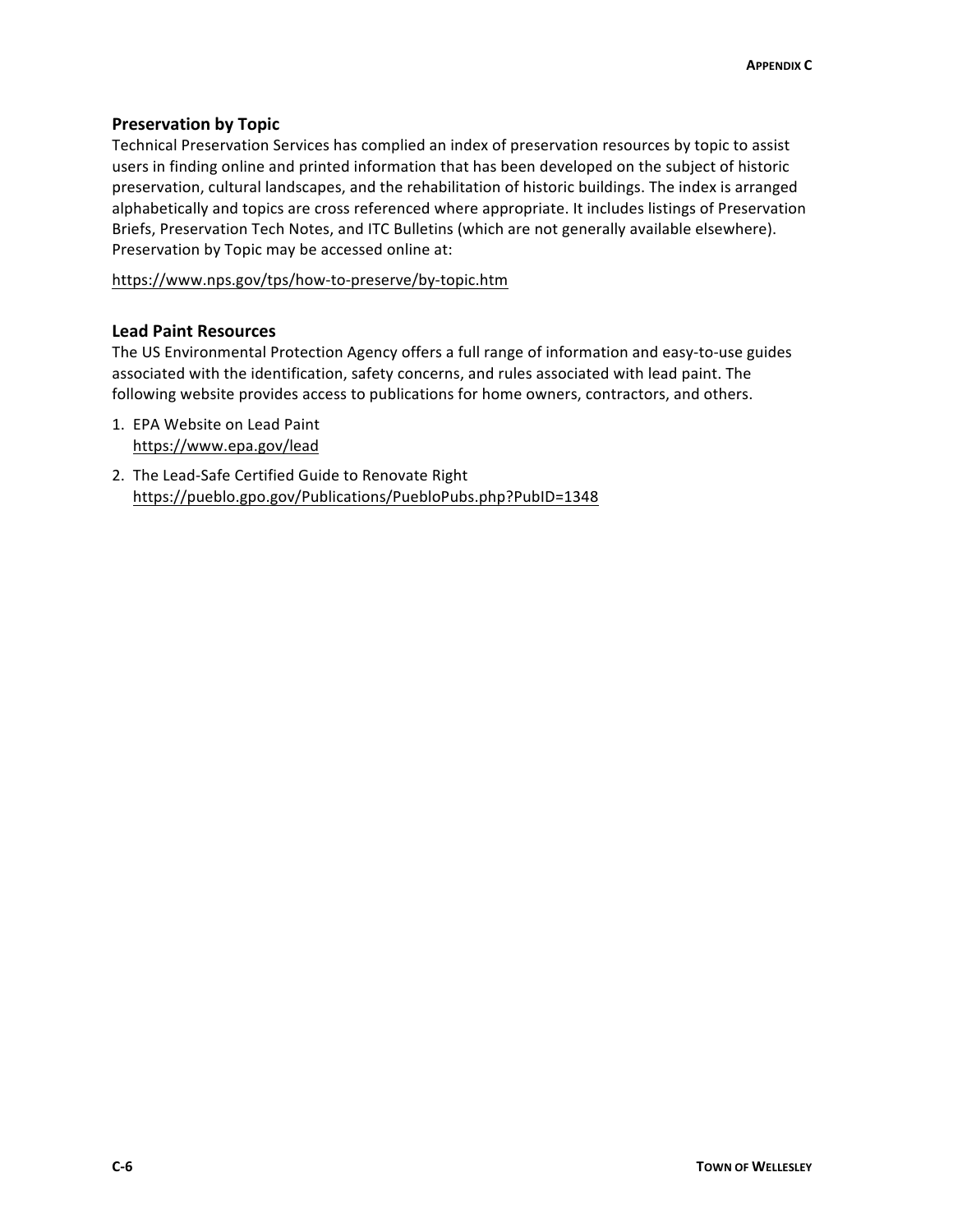## Preservation by Topic

Technical Preservation Services has complied an index of preservation resources by topic to assist users in finding online and printed information that has been developed on the subject of historic preservation, cultural landscapes, and the rehabilitation of historic buildings. The index is arranged alphabetically and topics are cross referenced where appropriate. It includes listings of Preservation Briefs, Preservation Tech Notes, and ITC Bulletins (which are not generally available elsewhere). Preservation by Topic may be accessed online at:

https://www.nps.gov/tps/how-to-preserve/by-topic.htm

## Lead Paint Resources

The US Environmental Protection Agency offers a full range of information and easy-to-use guides associated with the identification, safety concerns, and rules associated with lead paint. The following website provides access to publications for home owners, contractors, and others.

1. EPA Website on Lead Paint
   https://www.epa.gov/lead
2. The Lead-Safe Certified Guide to Renovate Right
   https://pueblo.gpo.gov/Publications/PuebloPubs.php?PubID=1348